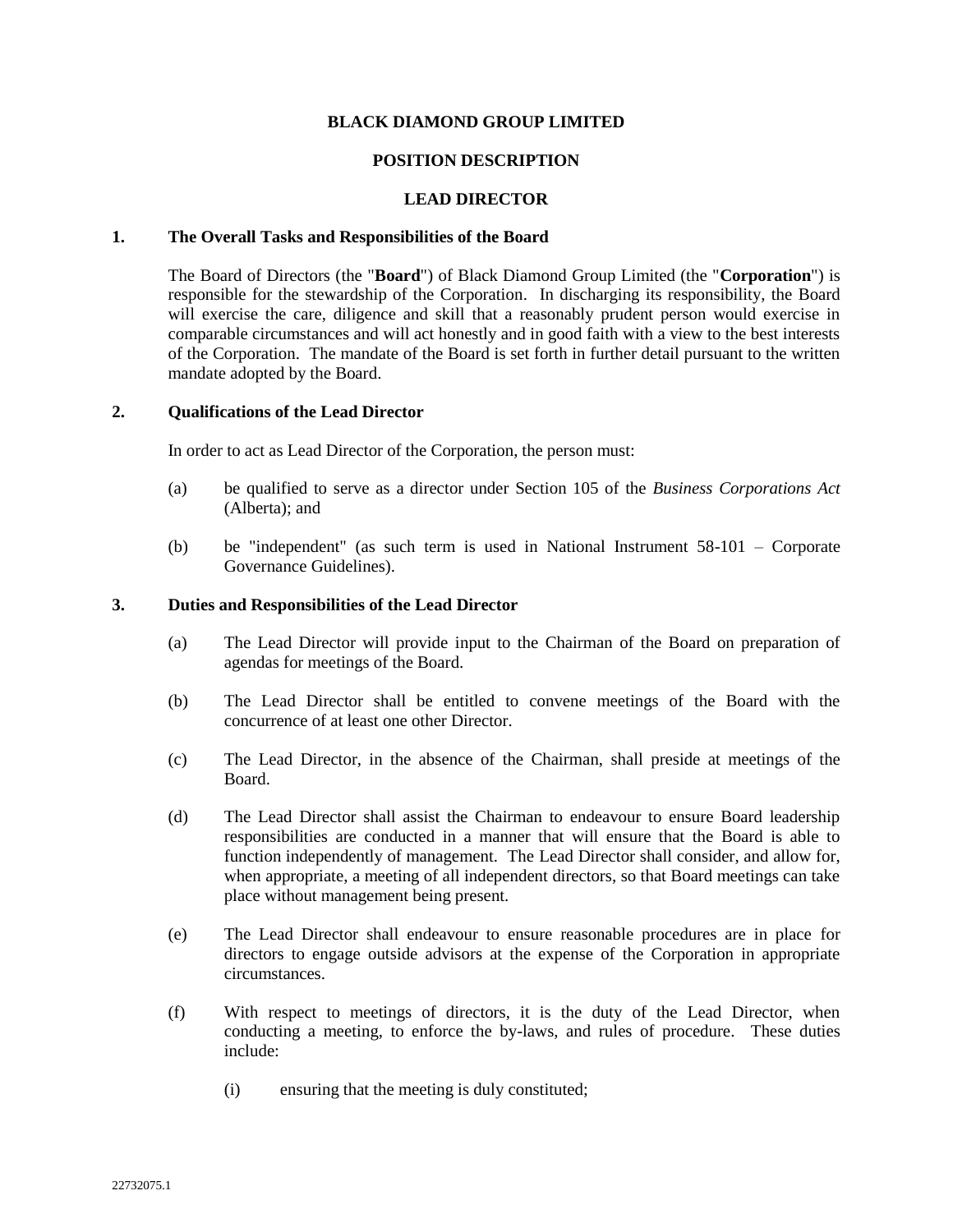# BLACK DIAMOND GROUP LIMITED

## POSITION DESCRIPTION

## LEAD DIRECTOR

### 1. The Overall Tasks and Responsibilities of the Board

The Board of Directors (the "**Board**") of Black Diamond Group Limited (the "**Corporation**") is responsible for the stewardship of the Corporation. In discharging its responsibility, the Board will exercise the care, diligence and skill that a reasonably prudent person would exercise in comparable circumstances and will act honestly and in good faith with a view to the best interests of the Corporation. The mandate of the Board is set forth in further detail pursuant to the written mandate adopted by the Board.

### 2. Qualifications of the Lead Director

In order to act as Lead Director of the Corporation, the person must:

(a) be qualified to serve as a director under Section 105 of the *Business Corporations Act* (Alberta); and

(b) be "independent" (as such term is used in National Instrument 58-101 – Corporate Governance Guidelines).

### 3. Duties and Responsibilities of the Lead Director

(a) The Lead Director will provide input to the Chairman of the Board on preparation of agendas for meetings of the Board.

(b) The Lead Director shall be entitled to convene meetings of the Board with the concurrence of at least one other Director.

(c) The Lead Director, in the absence of the Chairman, shall preside at meetings of the Board.

(d) The Lead Director shall assist the Chairman to endeavour to ensure Board leadership responsibilities are conducted in a manner that will ensure that the Board is able to function independently of management. The Lead Director shall consider, and allow for, when appropriate, a meeting of all independent directors, so that Board meetings can take place without management being present.

(e) The Lead Director shall endeavour to ensure reasonable procedures are in place for directors to engage outside advisors at the expense of the Corporation in appropriate circumstances.

(f) With respect to meetings of directors, it is the duty of the Lead Director, when conducting a meeting, to enforce the by-laws, and rules of procedure. These duties include:

(i) ensuring that the meeting is duly constituted;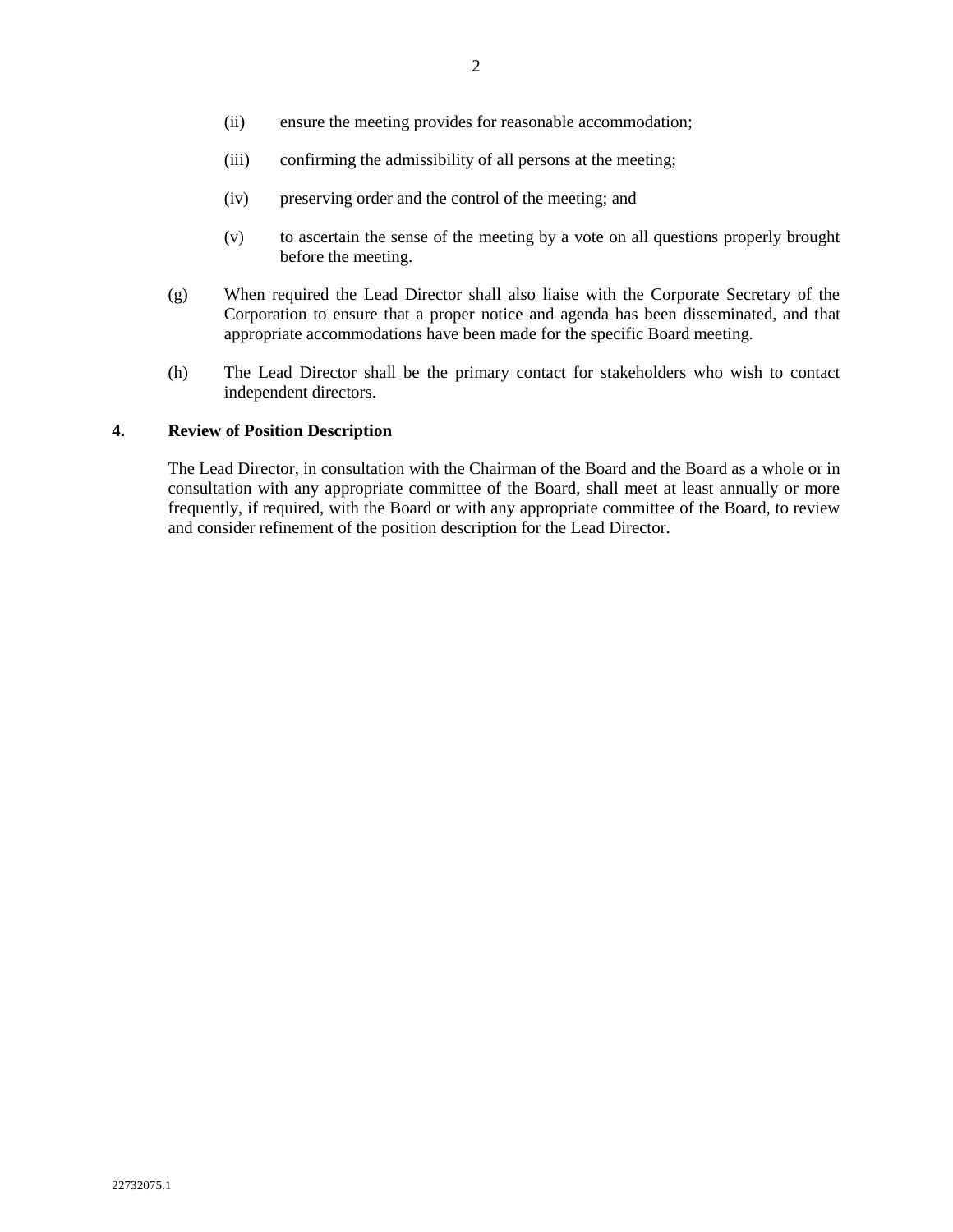(ii) ensure the meeting provides for reasonable accommodation;

(iii) confirming the admissibility of all persons at the meeting;

(iv) preserving order and the control of the meeting; and

(v) to ascertain the sense of the meeting by a vote on all questions properly brought before the meeting.

(g) When required the Lead Director shall also liaise with the Corporate Secretary of the Corporation to ensure that a proper notice and agenda has been disseminated, and that appropriate accommodations have been made for the specific Board meeting.

(h) The Lead Director shall be the primary contact for stakeholders who wish to contact independent directors.

**4. Review of Position Description**

The Lead Director, in consultation with the Chairman of the Board and the Board as a whole or in consultation with any appropriate committee of the Board, shall meet at least annually or more frequently, if required, with the Board or with any appropriate committee of the Board, to review and consider refinement of the position description for the Lead Director.